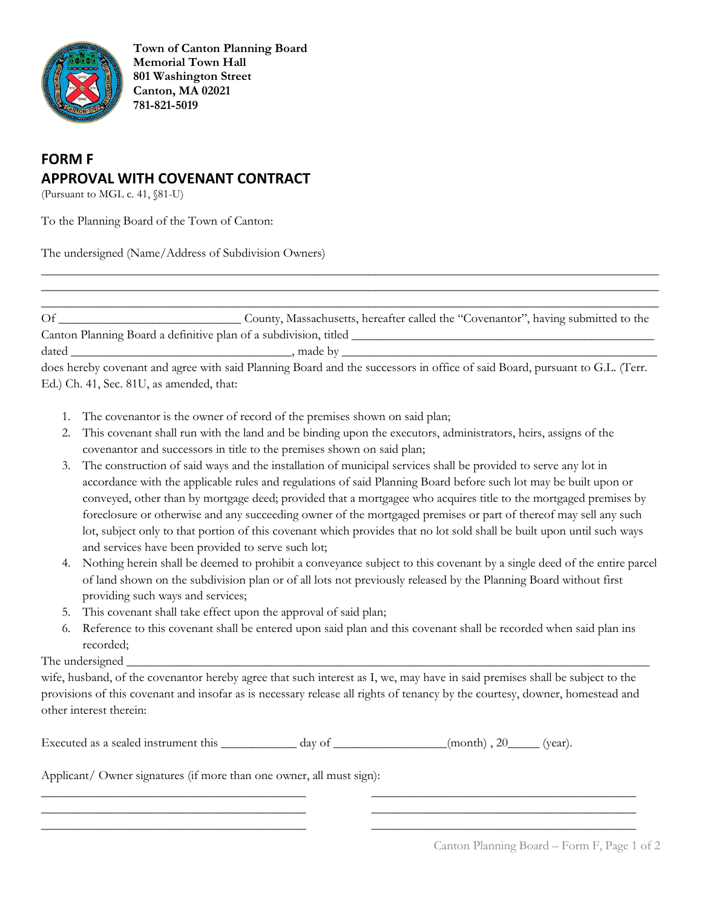**Town of Canton Planning Board**
**Memorial Town Hall**
**801 Washington Street**
**Canton, MA 02021**
**781-821-5019**

# FORM F
# APPROVAL WITH COVENANT CONTRACT

(Pursuant to MGL c. 41, §81-U)

To the Planning Board of the Town of Canton:

The undersigned (Name/Address of Subdivision Owners)

_______________________________________________________________________________________________
_______________________________________________________________________________________________
_______________________________________________________________________________________________

Of ____________________________ County, Massachusetts, hereafter called the "Covenantor", having submitted to the Canton Planning Board a definitive plan of a subdivision, titled ______________________________________________ dated ___________________________________, made by __________________________________________________ does hereby covenant and agree with said Planning Board and the successors in office of said Board, pursuant to G.L. (Terr. Ed.) Ch. 41, Sec. 81U, as amended, that:

1. The covenantor is the owner of record of the premises shown on said plan;
2. This covenant shall run with the land and be binding upon the executors, administrators, heirs, assigns of the covenantor and successors in title to the premises shown on said plan;
3. The construction of said ways and the installation of municipal services shall be provided to serve any lot in accordance with the applicable rules and regulations of said Planning Board before such lot may be built upon or conveyed, other than by mortgage deed; provided that a mortgagee who acquires title to the mortgaged premises by foreclosure or otherwise and any succeeding owner of the mortgaged premises or part of thereof may sell any such lot, subject only to that portion of this covenant which provides that no lot sold shall be built upon until such ways and services have been provided to serve such lot;
4. Nothing herein shall be deemed to prohibit a conveyance subject to this covenant by a single deed of the entire parcel of land shown on the subdivision plan or of all lots not previously released by the Planning Board without first providing such ways and services;
5. This covenant shall take effect upon the approval of said plan;
6. Reference to this covenant shall be entered upon said plan and this covenant shall be recorded when said plan ins recorded;

The undersigned _________________________________________________________________________________ wife, husband, of the covenantor hereby agree that such interest as I, we, may have in said premises shall be subject to the provisions of this covenant and insofar as is necessary release all rights of tenancy by the courtesy, downer, homestead and other interest therein:

Executed as a sealed instrument this ____________ day of __________________(month) , 20_____ (year).

Applicant/ Owner signatures (if more than one owner, all must sign):

__________________________________________ __________________________________________
__________________________________________ __________________________________________
__________________________________________ __________________________________________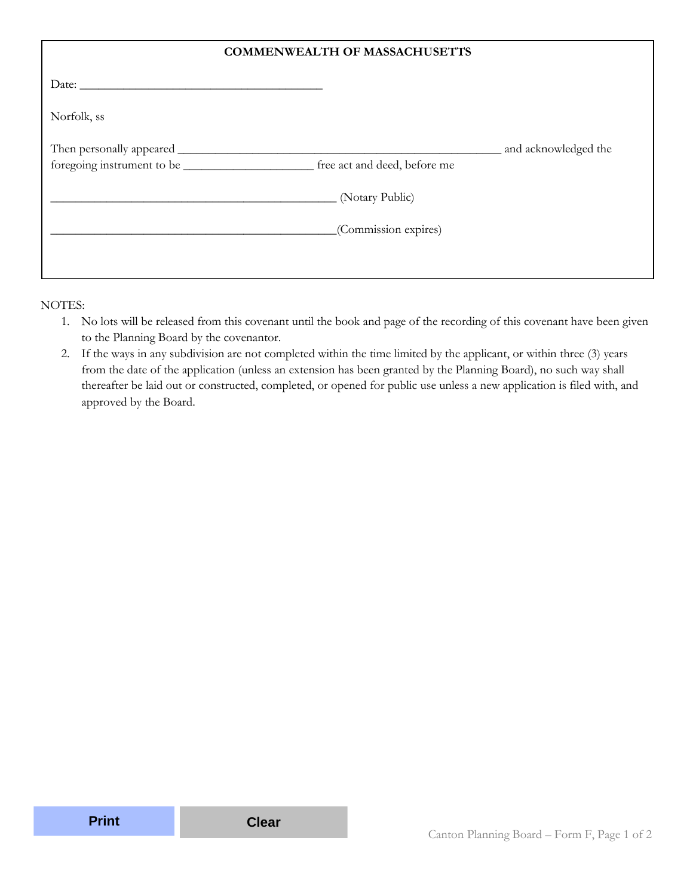**COMMENWEALTH OF MASSACHUSETTS**

Date: ______________________________________

Norfolk, ss

Then personally appeared __________________________________________________ and acknowledged the foregoing instrument to be ____________________ free act and deed, before me

____________________________________________ (Notary Public)

____________________________________________(Commission expires)

NOTES:

1. No lots will be released from this covenant until the book and page of the recording of this covenant have been given to the Planning Board by the covenantor.
2. If the ways in any subdivision are not completed within the time limited by the applicant, or within three (3) years from the date of the application (unless an extension has been granted by the Planning Board), no such way shall thereafter be laid out or constructed, completed, or opened for public use unless a new application is filed with, and approved by the Board.

Print

Clear